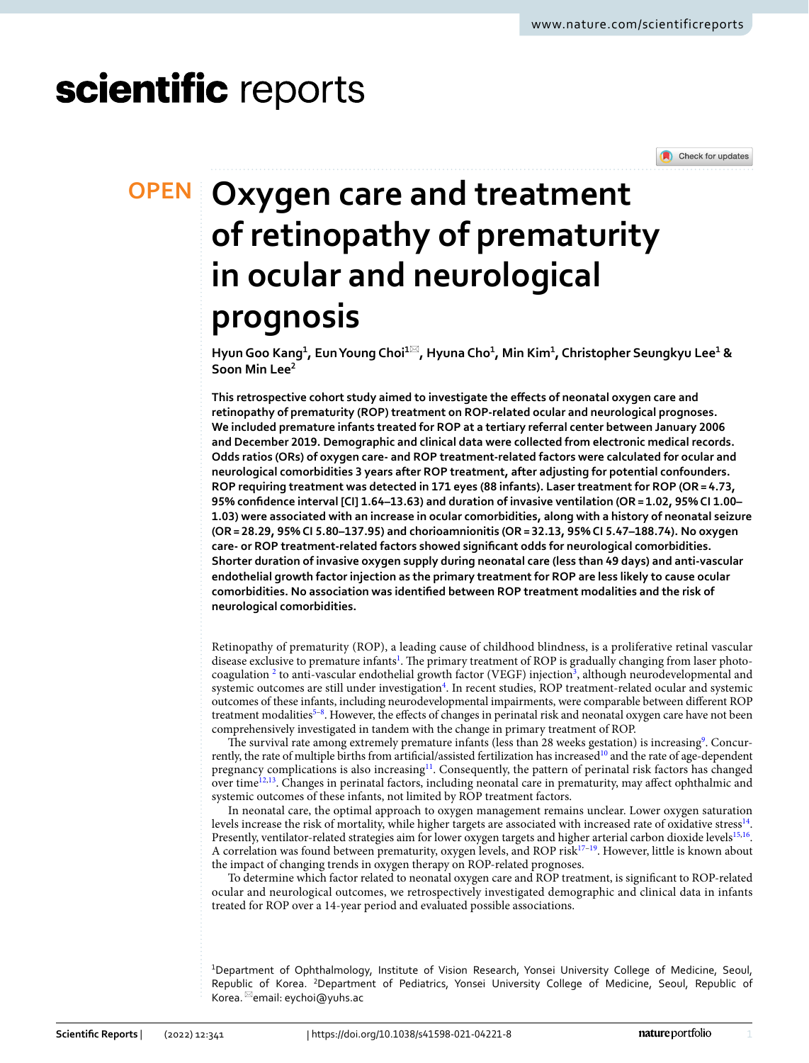# Oxygen care and treatment of retinopathy of prematurity in ocular and neurological prognosis

**Hyun Goo Kang[1], Eun Young Choi[1]✉, Hyuna Cho[1], Min Kim[1], Christopher Seungkyu Lee[1] & Soon Min Lee[2]**

**This retrospective cohort study aimed to investigate the effects of neonatal oxygen care and retinopathy of prematurity (ROP) treatment on ROP-related ocular and neurological prognoses. We included premature infants treated for ROP at a tertiary referral center between January 2006 and December 2019. Demographic and clinical data were collected from electronic medical records. Odds ratios (ORs) of oxygen care- and ROP treatment-related factors were calculated for ocular and neurological comorbidities 3 years after ROP treatment, after adjusting for potential confounders. ROP requiring treatment was detected in 171 eyes (88 infants). Laser treatment for ROP (OR = 4.73, 95% confidence interval [CI] 1.64–13.63) and duration of invasive ventilation (OR = 1.02, 95% CI 1.00–1.03) were associated with an increase in ocular comorbidities, along with a history of neonatal seizure (OR = 28.29, 95% CI 5.80–137.95) and chorioamnionitis (OR = 32.13, 95% CI 5.47–188.74). No oxygen care- or ROP treatment-related factors showed significant odds for neurological comorbidities. Shorter duration of invasive oxygen supply during neonatal care (less than 49 days) and anti-vascular endothelial growth factor injection as the primary treatment for ROP are less likely to cause ocular comorbidities. No association was identified between ROP treatment modalities and the risk of neurological comorbidities.**

Retinopathy of prematurity (ROP), a leading cause of childhood blindness, is a proliferative retinal vascular disease exclusive to premature infants[1]. The primary treatment of ROP is gradually changing from laser photocoagulation [2] to anti-vascular endothelial growth factor (VEGF) injection[3], although neurodevelopmental and systemic outcomes are still under investigation[4]. In recent studies, ROP treatment-related ocular and systemic outcomes of these infants, including neurodevelopmental impairments, were comparable between different ROP treatment modalities[5–8]. However, the effects of changes in perinatal risk and neonatal oxygen care have not been comprehensively investigated in tandem with the change in primary treatment of ROP.

The survival rate among extremely premature infants (less than 28 weeks gestation) is increasing[9]. Concurrently, the rate of multiple births from artificial/assisted fertilization has increased[10] and the rate of age-dependent pregnancy complications is also increasing[11]. Consequently, the pattern of perinatal risk factors has changed over time[12,13]. Changes in perinatal factors, including neonatal care in prematurity, may affect ophthalmic and systemic outcomes of these infants, not limited by ROP treatment factors.

In neonatal care, the optimal approach to oxygen management remains unclear. Lower oxygen saturation levels increase the risk of mortality, while higher targets are associated with increased rate of oxidative stress[14]. Presently, ventilator-related strategies aim for lower oxygen targets and higher arterial carbon dioxide levels[15,16]. A correlation was found between prematurity, oxygen levels, and ROP risk[17–19]. However, little is known about the impact of changing trends in oxygen therapy on ROP-related prognoses.

To determine which factor related to neonatal oxygen care and ROP treatment, is significant to ROP-related ocular and neurological outcomes, we retrospectively investigated demographic and clinical data in infants treated for ROP over a 14-year period and evaluated possible associations.

[1]Department of Ophthalmology, Institute of Vision Research, Yonsei University College of Medicine, Seoul, Republic of Korea. [2]Department of Pediatrics, Yonsei University College of Medicine, Seoul, Republic of Korea. ✉email: eychoi@yuhs.ac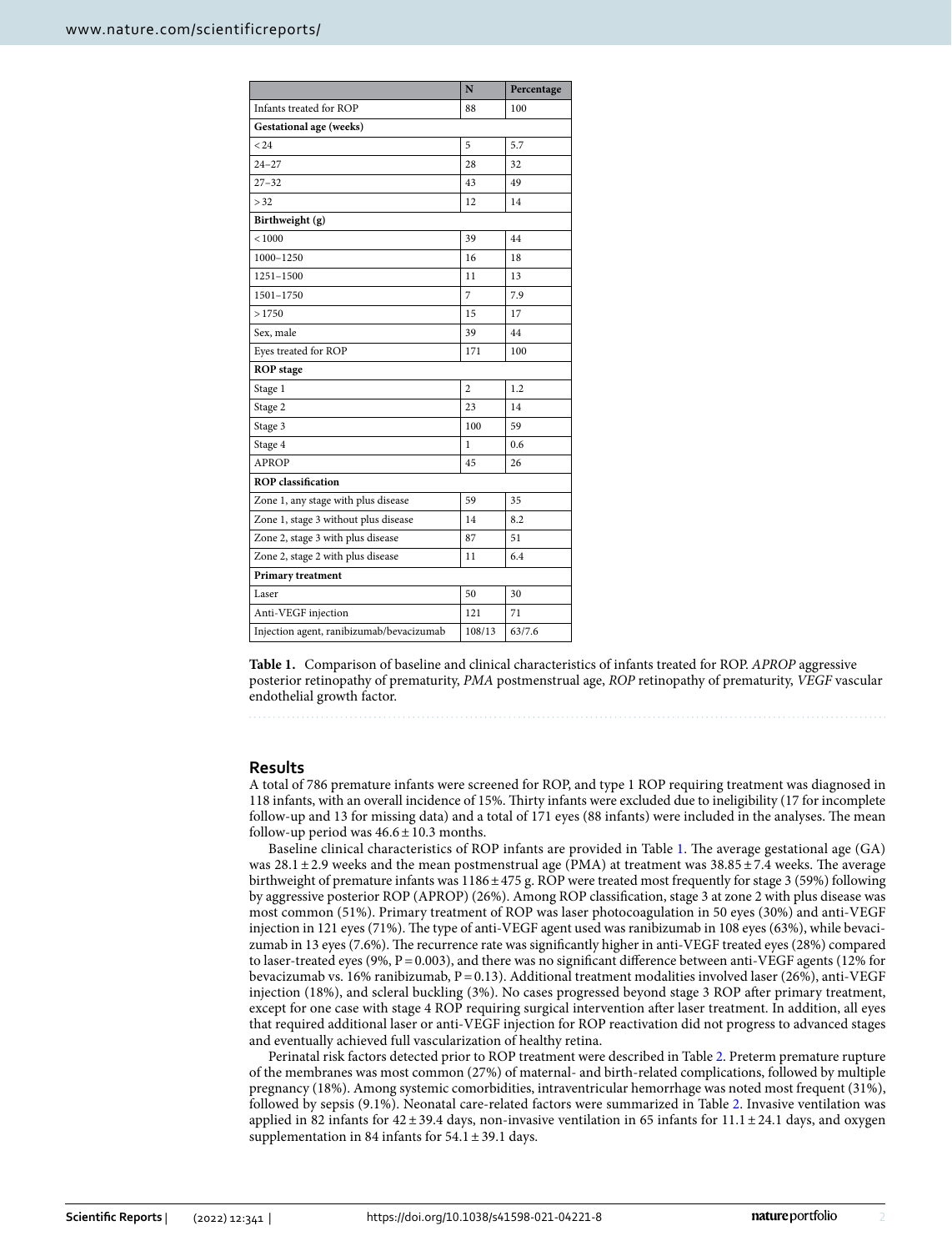| | N | Percentage |
|---|---|---|
| Infants treated for ROP | 88 | 100 |
| **Gestational age (weeks)** | | |
| < 24 | 5 | 5.7 |
| 24–27 | 28 | 32 |
| 27–32 | 43 | 49 |
| > 32 | 12 | 14 |
| **Birthweight (g)** | | |
| < 1000 | 39 | 44 |
| 1000–1250 | 16 | 18 |
| 1251–1500 | 11 | 13 |
| 1501–1750 | 7 | 7.9 |
| > 1750 | 15 | 17 |
| Sex, male | 39 | 44 |
| Eyes treated for ROP | 171 | 100 |
| **ROP stage** | | |
| Stage 1 | 2 | 1.2 |
| Stage 2 | 23 | 14 |
| Stage 3 | 100 | 59 |
| Stage 4 | 1 | 0.6 |
| APROP | 45 | 26 |
| **ROP classification** | | |
| Zone 1, any stage with plus disease | 59 | 35 |
| Zone 1, stage 3 without plus disease | 14 | 8.2 |
| Zone 2, stage 3 with plus disease | 87 | 51 |
| Zone 2, stage 2 with plus disease | 11 | 6.4 |
| **Primary treatment** | | |
| Laser | 50 | 30 |
| Anti-VEGF injection | 121 | 71 |
| Injection agent, ranibizumab/bevacizumab | 108/13 | 63/7.6 |

**Table 1.** Comparison of baseline and clinical characteristics of infants treated for ROP. *APROP* aggressive posterior retinopathy of prematurity, *PMA* postmenstrual age, *ROP* retinopathy of prematurity, *VEGF* vascular endothelial growth factor.

## Results

A total of 786 premature infants were screened for ROP, and type 1 ROP requiring treatment was diagnosed in 118 infants, with an overall incidence of 15%. Thirty infants were excluded due to ineligibility (17 for incomplete follow-up and 13 for missing data) and a total of 171 eyes (88 infants) were included in the analyses. The mean follow-up period was 46.6 ± 10.3 months.

Baseline clinical characteristics of ROP infants are provided in Table 1. The average gestational age (GA) was 28.1 ± 2.9 weeks and the mean postmenstrual age (PMA) at treatment was 38.85 ± 7.4 weeks. The average birthweight of premature infants was 1186 ± 475 g. ROP were treated most frequently for stage 3 (59%) following by aggressive posterior ROP (APROP) (26%). Among ROP classification, stage 3 at zone 2 with plus disease was most common (51%). Primary treatment of ROP was laser photocoagulation in 50 eyes (30%) and anti-VEGF injection in 121 eyes (71%). The type of anti-VEGF agent used was ranibizumab in 108 eyes (63%), while bevacizumab in 13 eyes (7.6%). The recurrence rate was significantly higher in anti-VEGF treated eyes (28%) compared to laser-treated eyes (9%, P = 0.003), and there was no significant difference between anti-VEGF agents (12% for bevacizumab vs. 16% ranibizumab, P = 0.13). Additional treatment modalities involved laser (26%), anti-VEGF injection (18%), and scleral buckling (3%). No cases progressed beyond stage 3 ROP after primary treatment, except for one case with stage 4 ROP requiring surgical intervention after laser treatment. In addition, all eyes that required additional laser or anti-VEGF injection for ROP reactivation did not progress to advanced stages and eventually achieved full vascularization of healthy retina.

Perinatal risk factors detected prior to ROP treatment were described in Table 2. Preterm premature rupture of the membranes was most common (27%) of maternal- and birth-related complications, followed by multiple pregnancy (18%). Among systemic comorbidities, intraventricular hemorrhage was noted most frequent (31%), followed by sepsis (9.1%). Neonatal care-related factors were summarized in Table 2. Invasive ventilation was applied in 82 infants for 42 ± 39.4 days, non-invasive ventilation in 65 infants for 11.1 ± 24.1 days, and oxygen supplementation in 84 infants for 54.1 ± 39.1 days.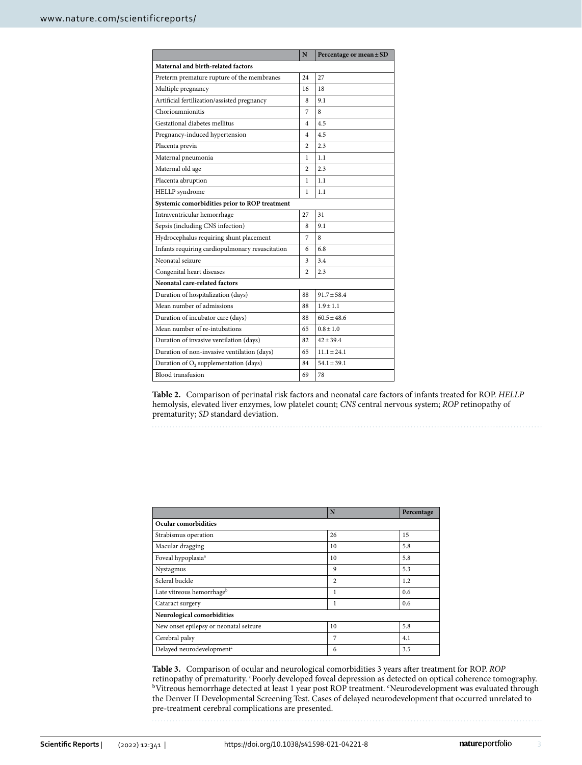| | N | Percentage or mean ± SD |
|---|---|---|
| **Maternal and birth-related factors** | | |
| Preterm premature rupture of the membranes | 24 | 27 |
| Multiple pregnancy | 16 | 18 |
| Artificial fertilization/assisted pregnancy | 8 | 9.1 |
| Chorioamnionitis | 7 | 8 |
| Gestational diabetes mellitus | 4 | 4.5 |
| Pregnancy-induced hypertension | 4 | 4.5 |
| Placenta previa | 2 | 2.3 |
| Maternal pneumonia | 1 | 1.1 |
| Maternal old age | 2 | 2.3 |
| Placenta abruption | 1 | 1.1 |
| HELLP syndrome | 1 | 1.1 |
| **Systemic comorbidities prior to ROP treatment** | | |
| Intraventricular hemorrhage | 27 | 31 |
| Sepsis (including CNS infection) | 8 | 9.1 |
| Hydrocephalus requiring shunt placement | 7 | 8 |
| Infants requiring cardiopulmonary resuscitation | 6 | 6.8 |
| Neonatal seizure | 3 | 3.4 |
| Congenital heart diseases | 2 | 2.3 |
| **Neonatal care-related factors** | | |
| Duration of hospitalization (days) | 88 | 91.7 ± 58.4 |
| Mean number of admissions | 88 | 1.9 ± 1.1 |
| Duration of incubator care (days) | 88 | 60.5 ± 48.6 |
| Mean number of re-intubations | 65 | 0.8 ± 1.0 |
| Duration of invasive ventilation (days) | 82 | 42 ± 39.4 |
| Duration of non-invasive ventilation (days) | 65 | 11.1 ± 24.1 |
| Duration of $O_2$ supplementation (days) | 84 | 54.1 ± 39.1 |
| Blood transfusion | 69 | 78 |

**Table 2.** Comparison of perinatal risk factors and neonatal care factors of infants treated for ROP. *HELLP* hemolysis, elevated liver enzymes, low platelet count; *CNS* central nervous system; *ROP* retinopathy of prematurity; *SD* standard deviation.

| | N | Percentage |
|---|---|---|
| **Ocular comorbidities** | | |
| Strabismus operation | 26 | 15 |
| Macular dragging | 10 | 5.8 |
| Foveal hypoplasia[a] | 10 | 5.8 |
| Nystagmus | 9 | 5.3 |
| Scleral buckle | 2 | 1.2 |
| Late vitreous hemorrhage[b] | 1 | 0.6 |
| Cataract surgery | 1 | 0.6 |
| **Neurological comorbidities** | | |
| New onset epilepsy or neonatal seizure | 10 | 5.8 |
| Cerebral palsy | 7 | 4.1 |
| Delayed neurodevelopment[c] | 6 | 3.5 |

**Table 3.** Comparison of ocular and neurological comorbidities 3 years after treatment for ROP. *ROP* retinopathy of prematurity. [a]Poorly developed foveal depression as detected on optical coherence tomography. [b]Vitreous hemorrhage detected at least 1 year post ROP treatment. [c]Neurodevelopment was evaluated through the Denver II Developmental Screening Test. Cases of delayed neurodevelopment that occurred unrelated to pre-treatment cerebral complications are presented.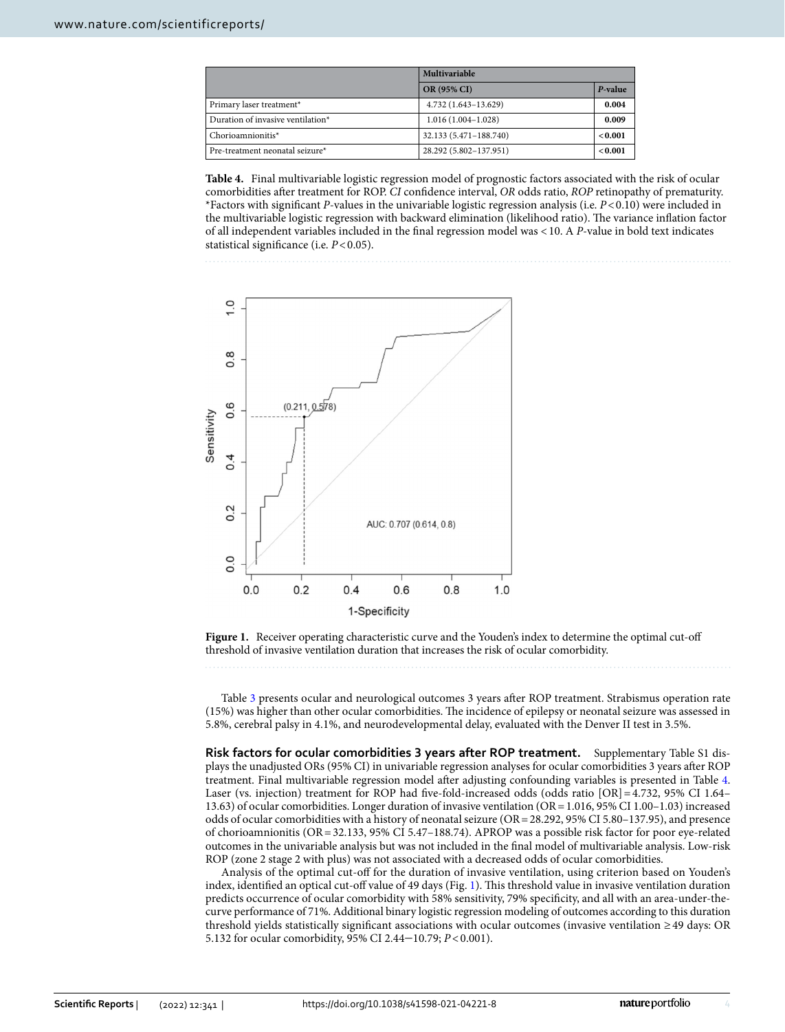| | Multivariable | |
|---|---|---|
| | OR (95% CI) | *P*-value |
| Primary laser treatment* | 4.732 (1.643–13.629) | **0.004** |
| Duration of invasive ventilation* | 1.016 (1.004–1.028) | **0.009** |
| Chorioamnionitis* | 32.133 (5.471–188.740) | **<0.001** |
| Pre-treatment neonatal seizure* | 28.292 (5.802–137.951) | **<0.001** |

**Table 4.** Final multivariable logistic regression model of prognostic factors associated with the risk of ocular comorbidities after treatment for ROP. *CI* confidence interval, *OR* odds ratio, *ROP* retinopathy of prematurity. *Factors with significant *P*-values in the univariable logistic regression analysis (i.e. $P<0.10$) were included in the multivariable logistic regression with backward elimination (likelihood ratio). The variance inflation factor of all independent variables included in the final regression model was <10. A *P*-value in bold text indicates statistical significance (i.e. $P<0.05$).

**Figure 1.** Receiver operating characteristic curve and the Youden's index to determine the optimal cut-off threshold of invasive ventilation duration that increases the risk of ocular comorbidity.

Table 3 presents ocular and neurological outcomes 3 years after ROP treatment. Strabismus operation rate (15%) was higher than other ocular comorbidities. The incidence of epilepsy or neonatal seizure was assessed in 5.8%, cerebral palsy in 4.1%, and neurodevelopmental delay, evaluated with the Denver II test in 3.5%.

**Risk factors for ocular comorbidities 3 years after ROP treatment.** Supplementary Table S1 displays the unadjusted ORs (95% CI) in univariable regression analyses for ocular comorbidities 3 years after ROP treatment. Final multivariable regression model after adjusting confounding variables is presented in Table 4. Laser (vs. injection) treatment for ROP had five-fold-increased odds (odds ratio [OR] = 4.732, 95% CI 1.64–13.63) of ocular comorbidities. Longer duration of invasive ventilation (OR = 1.016, 95% CI 1.00–1.03) increased odds of ocular comorbidities with a history of neonatal seizure (OR = 28.292, 95% CI 5.80–137.95), and presence of chorioamnionitis (OR = 32.133, 95% CI 5.47–188.74). APROP was a possible risk factor for poor eye-related outcomes in the univariable analysis but was not included in the final model of multivariable analysis. Low-risk ROP (zone 2 stage 2 with plus) was not associated with a decreased odds of ocular comorbidities.

Analysis of the optimal cut-off for the duration of invasive ventilation, using criterion based on Youden's index, identified an optical cut-off value of 49 days (Fig. 1). This threshold value in invasive ventilation duration predicts occurrence of ocular comorbidity with 58% sensitivity, 79% specificity, and all with an area-under-the-curve performance of 71%. Additional binary logistic regression modeling of outcomes according to this duration threshold yields statistically significant associations with ocular outcomes (invasive ventilation ≥49 days: OR 5.132 for ocular comorbidity, 95% CI 2.44–10.79; $P<0.001$).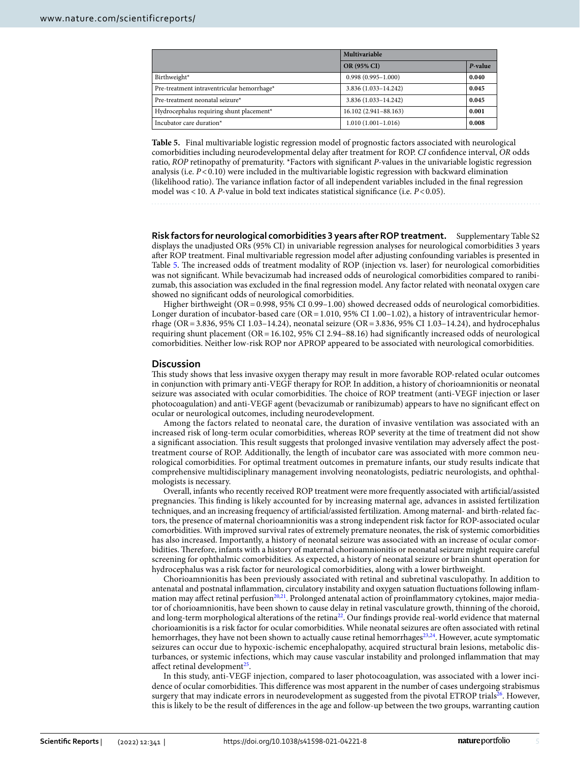| | Multivariable | |
|---|---|---|
| | **OR (95% CI)** | ***P*-value** |
| Birthweight* | 0.998 (0.995–1.000) | **0.040** |
| Pre-treatment intraventricular hemorrhage* | 3.836 (1.033–14.242) | **0.045** |
| Pre-treatment neonatal seizure* | 3.836 (1.033–14.242) | **0.045** |
| Hydrocephalus requiring shunt placement* | 16.102 (2.941–88.163) | **0.001** |
| Incubator care duration* | 1.010 (1.001–1.016) | **0.008** |

**Table 5.** Final multivariable logistic regression model of prognostic factors associated with neurological comorbidities including neurodevelopmental delay after treatment for ROP. *CI* confidence interval, *OR* odds ratio, *ROP* retinopathy of prematurity. *Factors with significant *P*-values in the univariable logistic regression analysis (i.e. $P<0.10$) were included in the multivariable logistic regression with backward elimination (likelihood ratio). The variance inflation factor of all independent variables included in the final regression model was <10. A *P*-value in bold text indicates statistical significance (i.e. $P<0.05$).

**Risk factors for neurological comorbidities 3 years after ROP treatment.** Supplementary Table S2 displays the unadjusted ORs (95% CI) in univariable regression analyses for neurological comorbidities 3 years after ROP treatment. Final multivariable regression model after adjusting confounding variables is presented in Table 5. The increased odds of treatment modality of ROP (injection vs. laser) for neurological comorbidities was not significant. While bevacizumab had increased odds of neurological comorbidities compared to ranibizumab, this association was excluded in the final regression model. Any factor related with neonatal oxygen care showed no significant odds of neurological comorbidities.

Higher birthweight (OR = 0.998, 95% CI 0.99–1.00) showed decreased odds of neurological comorbidities. Longer duration of incubator-based care (OR = 1.010, 95% CI 1.00–1.02), a history of intraventricular hemorrhage (OR = 3.836, 95% CI 1.03–14.24), neonatal seizure (OR = 3.836, 95% CI 1.03–14.24), and hydrocephalus requiring shunt placement (OR = 16.102, 95% CI 2.94–88.16) had significantly increased odds of neurological comorbidities. Neither low-risk ROP nor APROP appeared to be associated with neurological comorbidities.

## Discussion

This study shows that less invasive oxygen therapy may result in more favorable ROP-related ocular outcomes in conjunction with primary anti-VEGF therapy for ROP. In addition, a history of chorioamnionitis or neonatal seizure was associated with ocular comorbidities. The choice of ROP treatment (anti-VEGF injection or laser photocoagulation) and anti-VEGF agent (bevacizumab or ranibizumab) appears to have no significant effect on ocular or neurological outcomes, including neurodevelopment.

Among the factors related to neonatal care, the duration of invasive ventilation was associated with an increased risk of long-term ocular comorbidities, whereas ROP severity at the time of treatment did not show a significant association. This result suggests that prolonged invasive ventilation may adversely affect the post-treatment course of ROP. Additionally, the length of incubator care was associated with more common neurological comorbidities. For optimal treatment outcomes in premature infants, our study results indicate that comprehensive multidisciplinary management involving neonatologists, pediatric neurologists, and ophthalmologists is necessary.

Overall, infants who recently received ROP treatment were more frequently associated with artificial/assisted pregnancies. This finding is likely accounted for by increasing maternal age, advances in assisted fertilization techniques, and an increasing frequency of artificial/assisted fertilization. Among maternal- and birth-related factors, the presence of maternal chorioamnionitis was a strong independent risk factor for ROP-associated ocular comorbidities. With improved survival rates of extremely premature neonates, the risk of systemic comorbidities has also increased. Importantly, a history of neonatal seizure was associated with an increase of ocular comorbidities. Therefore, infants with a history of maternal chorioamnionitis or neonatal seizure might require careful screening for ophthalmic comorbidities. As expected, a history of neonatal seizure or brain shunt operation for hydrocephalus was a risk factor for neurological comorbidities, along with a lower birthweight.

Chorioamnionitis has been previously associated with retinal and subretinal vasculopathy. In addition to antenatal and postnatal retinal inflammation, circulatory instability and oxygen satuation fluctuations following inflammation may affect retinal perfusion[20,21]. Prolonged antenatal action of proinflammatory cytokines, major mediator of chorioamnionitis, have been shown to cause delay in retinal vasculature growth, thinning of the choroid, and long-term morphological alterations of the retina[22]. Our findings provide real-world evidence that maternal chorioamionitis is a risk factor for ocular comorbidities. While neonatal seizures are often associated with retinal hemorrhages, they have not been shown to actually cause retinal hemorrhages[23,24]. However, acute symptomatic seizures can occur due to hypoxic-ischemic encephalopathy, acquired structural brain lesions, metabolic disturbances, or systemic infections, which may cause vascular instability and prolonged inflammation that may affect retinal development[25].

In this study, anti-VEGF injection, compared to laser photocoagulation, was associated with a lower incidence of ocular comorbidities. This difference was most apparent in the number of cases undergoing strabismus surgery that may indicate errors in neurodevelopment as suggested from the pivotal ETROP trials[26]. However, this is likely to be the result of differences in the age and follow-up between the two groups, warranting caution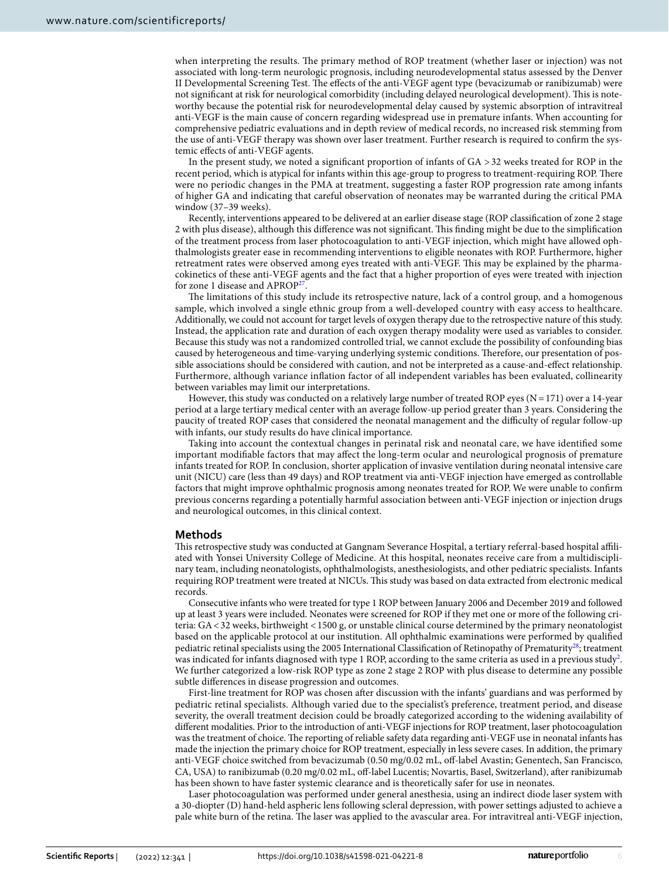when interpreting the results. The primary method of ROP treatment (whether laser or injection) was not associated with long-term neurologic prognosis, including neurodevelopmental status assessed by the Denver II Developmental Screening Test. The effects of the anti-VEGF agent type (bevacizumab or ranibizumab) were not significant at risk for neurological comorbidity (including delayed neurological development). This is noteworthy because the potential risk for neurodevelopmental delay caused by systemic absorption of intravitreal anti-VEGF is the main cause of concern regarding widespread use in premature infants. When accounting for comprehensive pediatric evaluations and in depth review of medical records, no increased risk stemming from the use of anti-VEGF therapy was shown over laser treatment. Further research is required to confirm the systemic effects of anti-VEGF agents.

In the present study, we noted a significant proportion of infants of GA > 32 weeks treated for ROP in the recent period, which is atypical for infants within this age-group to progress to treatment-requiring ROP. There were no periodic changes in the PMA at treatment, suggesting a faster ROP progression rate among infants of higher GA and indicating that careful observation of neonates may be warranted during the critical PMA window (37–39 weeks).

Recently, interventions appeared to be delivered at an earlier disease stage (ROP classification of zone 2 stage 2 with plus disease), although this difference was not significant. This finding might be due to the simplification of the treatment process from laser photocoagulation to anti-VEGF injection, which might have allowed ophthalmologists greater ease in recommending interventions to eligible neonates with ROP. Furthermore, higher retreatment rates were observed among eyes treated with anti-VEGF. This may be explained by the pharmacokinetics of these anti-VEGF agents and the fact that a higher proportion of eyes were treated with injection for zone 1 disease and APROP[27].

The limitations of this study include its retrospective nature, lack of a control group, and a homogenous sample, which involved a single ethnic group from a well-developed country with easy access to healthcare. Additionally, we could not account for target levels of oxygen therapy due to the retrospective nature of this study. Instead, the application rate and duration of each oxygen therapy modality were used as variables to consider. Because this study was not a randomized controlled trial, we cannot exclude the possibility of confounding bias caused by heterogeneous and time-varying underlying systemic conditions. Therefore, our presentation of possible associations should be considered with caution, and not be interpreted as a cause-and-effect relationship. Furthermore, although variance inflation factor of all independent variables has been evaluated, collinearity between variables may limit our interpretations.

However, this study was conducted on a relatively large number of treated ROP eyes (N = 171) over a 14-year period at a large tertiary medical center with an average follow-up period greater than 3 years. Considering the paucity of treated ROP cases that considered the neonatal management and the difficulty of regular follow-up with infants, our study results do have clinical importance.

Taking into account the contextual changes in perinatal risk and neonatal care, we have identified some important modifiable factors that may affect the long-term ocular and neurological prognosis of premature infants treated for ROP. In conclusion, shorter application of invasive ventilation during neonatal intensive care unit (NICU) care (less than 49 days) and ROP treatment via anti-VEGF injection have emerged as controllable factors that might improve ophthalmic prognosis among neonates treated for ROP. We were unable to confirm previous concerns regarding a potentially harmful association between anti-VEGF injection or injection drugs and neurological outcomes, in this clinical context.

## Methods

This retrospective study was conducted at Gangnam Severance Hospital, a tertiary referral-based hospital affiliated with Yonsei University College of Medicine. At this hospital, neonates receive care from a multidisciplinary team, including neonatologists, ophthalmologists, anesthesiologists, and other pediatric specialists. Infants requiring ROP treatment were treated at NICUs. This study was based on data extracted from electronic medical records.

Consecutive infants who were treated for type 1 ROP between January 2006 and December 2019 and followed up at least 3 years were included. Neonates were screened for ROP if they met one or more of the following criteria: GA < 32 weeks, birthweight < 1500 g, or unstable clinical course determined by the primary neonatologist based on the applicable protocol at our institution. All ophthalmic examinations were performed by qualified pediatric retinal specialists using the 2005 International Classification of Retinopathy of Prematurity[28]; treatment was indicated for infants diagnosed with type 1 ROP, according to the same criteria as used in a previous study[2]. We further categorized a low-risk ROP type as zone 2 stage 2 ROP with plus disease to determine any possible subtle differences in disease progression and outcomes.

First-line treatment for ROP was chosen after discussion with the infants' guardians and was performed by pediatric retinal specialists. Although varied due to the specialist's preference, treatment period, and disease severity, the overall treatment decision could be broadly categorized according to the widening availability of different modalities. Prior to the introduction of anti-VEGF injections for ROP treatment, laser photocoagulation was the treatment of choice. The reporting of reliable safety data regarding anti-VEGF use in neonatal infants has made the injection the primary choice for ROP treatment, especially in less severe cases. In addition, the primary anti-VEGF choice switched from bevacizumab (0.50 mg/0.02 mL, off-label Avastin; Genentech, San Francisco, CA, USA) to ranibizumab (0.20 mg/0.02 mL, off-label Lucentis; Novartis, Basel, Switzerland), after ranibizumab has been shown to have faster systemic clearance and is theoretically safer for use in neonates.

Laser photocoagulation was performed under general anesthesia, using an indirect diode laser system with a 30-diopter (D) hand-held aspheric lens following scleral depression, with power settings adjusted to achieve a pale white burn of the retina. The laser was applied to the avascular area. For intravitreal anti-VEGF injection,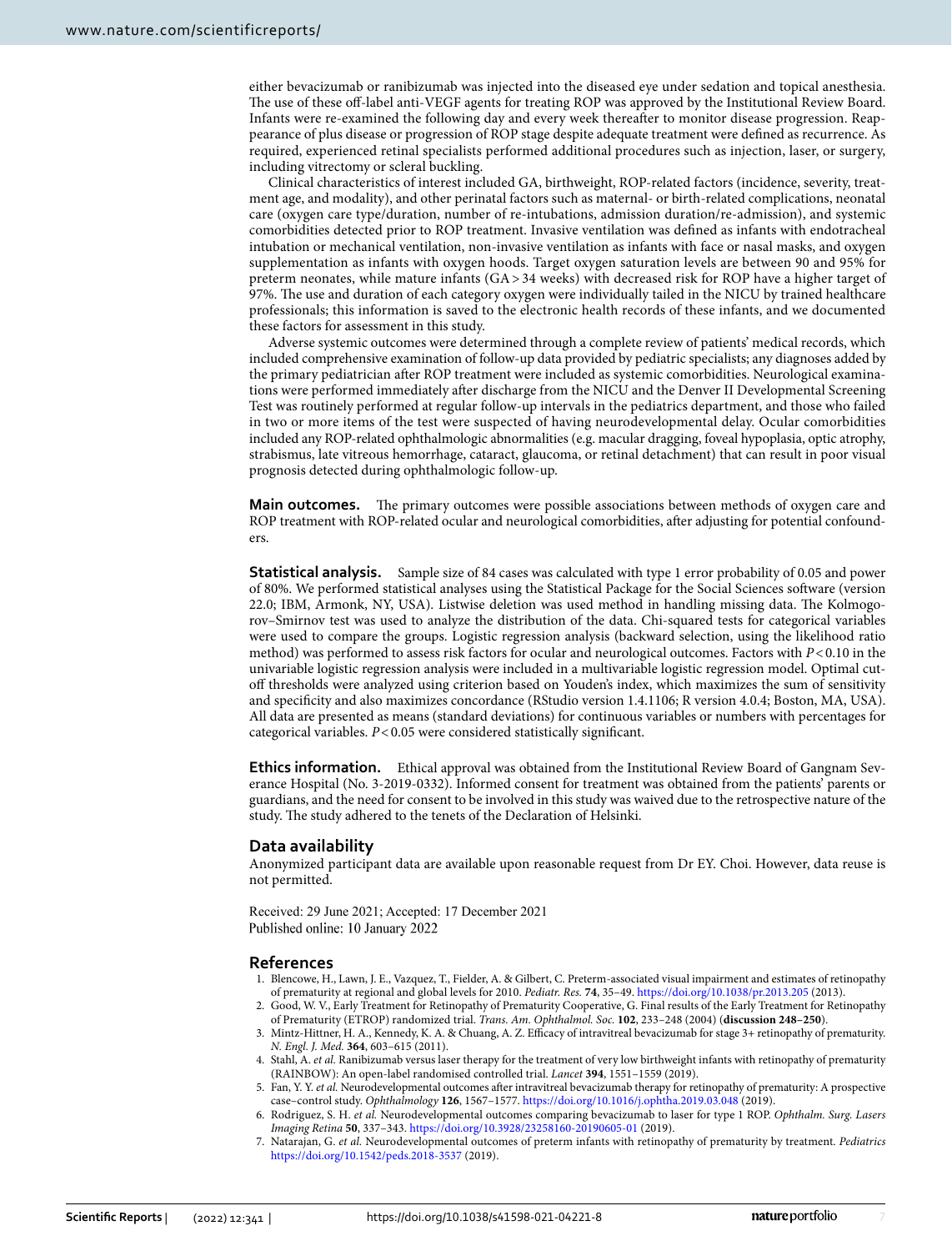either bevacizumab or ranibizumab was injected into the diseased eye under sedation and topical anesthesia. The use of these off-label anti-VEGF agents for treating ROP was approved by the Institutional Review Board. Infants were re-examined the following day and every week thereafter to monitor disease progression. Reappearance of plus disease or progression of ROP stage despite adequate treatment were defined as recurrence. As required, experienced retinal specialists performed additional procedures such as injection, laser, or surgery, including vitrectomy or scleral buckling.

Clinical characteristics of interest included GA, birthweight, ROP-related factors (incidence, severity, treatment age, and modality), and other perinatal factors such as maternal- or birth-related complications, neonatal care (oxygen care type/duration, number of re-intubations, admission duration/re-admission), and systemic comorbidities detected prior to ROP treatment. Invasive ventilation was defined as infants with endotracheal intubation or mechanical ventilation, non-invasive ventilation as infants with face or nasal masks, and oxygen supplementation as infants with oxygen hoods. Target oxygen saturation levels are between 90 and 95% for preterm neonates, while mature infants (GA > 34 weeks) with decreased risk for ROP have a higher target of 97%. The use and duration of each category oxygen were individually tailed in the NICU by trained healthcare professionals; this information is saved to the electronic health records of these infants, and we documented these factors for assessment in this study.

Adverse systemic outcomes were determined through a complete review of patients' medical records, which included comprehensive examination of follow-up data provided by pediatric specialists; any diagnoses added by the primary pediatrician after ROP treatment were included as systemic comorbidities. Neurological examinations were performed immediately after discharge from the NICU and the Denver II Developmental Screening Test was routinely performed at regular follow-up intervals in the pediatrics department, and those who failed in two or more items of the test were suspected of having neurodevelopmental delay. Ocular comorbidities included any ROP-related ophthalmologic abnormalities (e.g. macular dragging, foveal hypoplasia, optic atrophy, strabismus, late vitreous hemorrhage, cataract, glaucoma, or retinal detachment) that can result in poor visual prognosis detected during ophthalmologic follow-up.

**Main outcomes.** The primary outcomes were possible associations between methods of oxygen care and ROP treatment with ROP-related ocular and neurological comorbidities, after adjusting for potential confounders.

**Statistical analysis.** Sample size of 84 cases was calculated with type 1 error probability of 0.05 and power of 80%. We performed statistical analyses using the Statistical Package for the Social Sciences software (version 22.0; IBM, Armonk, NY, USA). Listwise deletion was used method in handling missing data. The Kolmogorov–Smirnov test was used to analyze the distribution of the data. Chi-squared tests for categorical variables were used to compare the groups. Logistic regression analysis (backward selection, using the likelihood ratio method) was performed to assess risk factors for ocular and neurological outcomes. Factors with $P < 0.10$ in the univariable logistic regression analysis were included in a multivariable logistic regression model. Optimal cut-off thresholds were analyzed using criterion based on Youden's index, which maximizes the sum of sensitivity and specificity and also maximizes concordance (RStudio version 1.4.1106; R version 4.0.4; Boston, MA, USA). All data are presented as means (standard deviations) for continuous variables or numbers with percentages for categorical variables. $P < 0.05$ were considered statistically significant.

**Ethics information.** Ethical approval was obtained from the Institutional Review Board of Gangnam Severance Hospital (No. 3-2019-0332). Informed consent for treatment was obtained from the patients' parents or guardians, and the need for consent to be involved in this study was waived due to the retrospective nature of the study. The study adhered to the tenets of the Declaration of Helsinki.

## Data availability

Anonymized participant data are available upon reasonable request from Dr EY. Choi. However, data reuse is not permitted.

Received: 29 June 2021; Accepted: 17 December 2021
Published online: 10 January 2022

## References

1. Blencowe, H., Lawn, J. E., Vazquez, T., Fielder, A. & Gilbert, C. Preterm-associated visual impairment and estimates of retinopathy of prematurity at regional and global levels for 2010. *Pediatr. Res.* **74**, 35–49. https://doi.org/10.1038/pr.2013.205 (2013).
2. Good, W. V., Early Treatment for Retinopathy of Prematurity Cooperative, G. Final results of the Early Treatment for Retinopathy of Prematurity (ETROP) randomized trial. *Trans. Am. Ophthalmol. Soc.* **102**, 233–248 (2004) (**discussion 248–250**).
3. Mintz-Hittner, H. A., Kennedy, K. A. & Chuang, A. Z. Efficacy of intravitreal bevacizumab for stage 3+ retinopathy of prematurity. *N. Engl. J. Med.* **364**, 603–615 (2011).
4. Stahl, A. *et al.* Ranibizumab versus laser therapy for the treatment of very low birthweight infants with retinopathy of prematurity (RAINBOW): An open-label randomised controlled trial. *Lancet* **394**, 1551–1559 (2019).
5. Fan, Y. Y. *et al.* Neurodevelopmental outcomes after intravitreal bevacizumab therapy for retinopathy of prematurity: A prospective case–control study. *Ophthalmology* **126**, 1567–1577. https://doi.org/10.1016/j.ophtha.2019.03.048 (2019).
6. Rodriguez, S. H. *et al.* Neurodevelopmental outcomes comparing bevacizumab to laser for type 1 ROP. *Ophthalm. Surg. Lasers Imaging Retina* **50**, 337–343. https://doi.org/10.3928/23258160-20190605-01 (2019).
7. Natarajan, G. *et al.* Neurodevelopmental outcomes of preterm infants with retinopathy of prematurity by treatment. *Pediatrics* https://doi.org/10.1542/peds.2018-3537 (2019).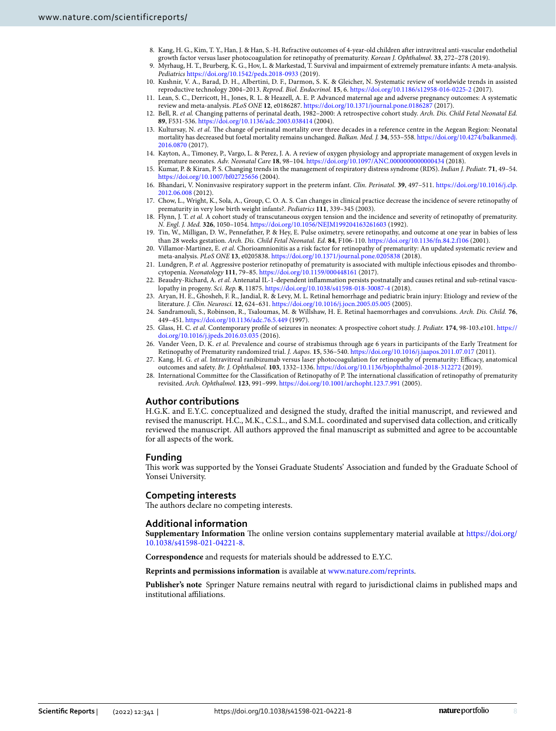8. Kang, H. G., Kim, T. Y., Han, J. & Han, S.-H. Refractive outcomes of 4-year-old children after intravitreal anti-vascular endothelial growth factor versus laser photocoagulation for retinopathy of prematurity. *Korean J. Ophthalmol.* **33**, 272–278 (2019).
9. Myrhaug, H. T., Brurberg, K. G., Hov, L. & Markestad, T. Survival and impairment of extremely premature infants: A meta-analysis. *Pediatrics* https://doi.org/10.1542/peds.2018-0933 (2019).
10. Kushnir, V. A., Barad, D. H., Albertini, D. F., Darmon, S. K. & Gleicher, N. Systematic review of worldwide trends in assisted reproductive technology 2004–2013. *Reprod. Biol. Endocrinol.* **15**, 6. https://doi.org/10.1186/s12958-016-0225-2 (2017).
11. Lean, S. C., Derricott, H., Jones, R. L. & Heazell, A. E. P. Advanced maternal age and adverse pregnancy outcomes: A systematic review and meta-analysis. *PLoS ONE* **12**, e0186287. https://doi.org/10.1371/journal.pone.0186287 (2017).
12. Bell, R. *et al.* Changing patterns of perinatal death, 1982–2000: A retrospective cohort study. *Arch. Dis. Child Fetal Neonatal Ed.* **89**, F531-536. https://doi.org/10.1136/adc.2003.038414 (2004).
13. Kultursay, N. *et al.* The change of perinatal mortality over three decades in a reference centre in the Aegean Region: Neonatal mortality has decreased but foetal mortality remains unchanged. *Balkan. Med. J.* **34**, 553–558. https://doi.org/10.4274/balkanmedj.2016.0870 (2017).
14. Kayton, A., Timoney, P., Vargo, L. & Perez, J. A. A review of oxygen physiology and appropriate management of oxygen levels in premature neonates. *Adv. Neonatal Care* **18**, 98–104. https://doi.org/10.1097/ANC.0000000000000434 (2018).
15. Kumar, P. & Kiran, P. S. Changing trends in the management of respiratory distress syndrome (RDS). *Indian J. Pediatr.* **71**, 49–54. https://doi.org/10.1007/bf02725656 (2004).
16. Bhandari, V. Noninvasive respiratory support in the preterm infant. *Clin. Perinatol.* **39**, 497–511. https://doi.org/10.1016/j.clp.2012.06.008 (2012).
17. Chow, L., Wright, K., Sola, A., Group, C. O. A. S. Can changes in clinical practice decrease the incidence of severe retinopathy of prematurity in very low birth weight infants?. *Pediatrics* **111**, 339–345 (2003).
18. Flynn, J. T. *et al.* A cohort study of transcutaneous oxygen tension and the incidence and severity of retinopathy of prematurity. *N. Engl. J. Med.* **326**, 1050–1054. https://doi.org/10.1056/NEJM199204163261603 (1992).
19. Tin, W., Milligan, D. W., Pennefather, P. & Hey, E. Pulse oximetry, severe retinopathy, and outcome at one year in babies of less than 28 weeks gestation. *Arch. Dis. Child Fetal Neonatal. Ed.* **84**, F106-110. https://doi.org/10.1136/fn.84.2.f106 (2001).
20. Villamor-Martinez, E. *et al.* Chorioamnionitis as a risk factor for retinopathy of prematurity: An updated systematic review and meta-analysis. *PLoS ONE* **13**, e0205838. https://doi.org/10.1371/journal.pone.0205838 (2018).
21. Lundgren, P. *et al.* Aggressive posterior retinopathy of prematurity is associated with multiple infectious episodes and thrombocytopenia. *Neonatology* **111**, 79–85. https://doi.org/10.1159/000448161 (2017).
22. Beaudry-Richard, A. *et al.* Antenatal IL-1-dependent inflammation persists postnatally and causes retinal and sub-retinal vasculopathy in progeny. *Sci. Rep.* **8**, 11875. https://doi.org/10.1038/s41598-018-30087-4 (2018).
23. Aryan, H. E., Ghosheh, F. R., Jandial, R. & Levy, M. L. Retinal hemorrhage and pediatric brain injury: Etiology and review of the literature. *J. Clin. Neurosci.* **12**, 624–631. https://doi.org/10.1016/j.jocn.2005.05.005 (2005).
24. Sandramouli, S., Robinson, R., Tsaloumas, M. & Willshaw, H. E. Retinal haemorrhages and convulsions. *Arch. Dis. Child.* **76**, 449–451. https://doi.org/10.1136/adc.76.5.449 (1997).
25. Glass, H. C. *et al.* Contemporary profile of seizures in neonates: A prospective cohort study. *J. Pediatr.* **174**, 98-103.e101. https://doi.org/10.1016/j.jpeds.2016.03.035 (2016).
26. Vander Veen, D. K. *et al.* Prevalence and course of strabismus through age 6 years in participants of the Early Treatment for Retinopathy of Prematurity randomized trial. *J. Aapos.* **15**, 536–540. https://doi.org/10.1016/j.jaapos.2011.07.017 (2011).
27. Kang, H. G. *et al.* Intravitreal ranibizumab versus laser photocoagulation for retinopathy of prematurity: Efficacy, anatomical outcomes and safety. *Br. J. Ophthalmol.* **103**, 1332–1336. https://doi.org/10.1136/bjophthalmol-2018-312272 (2019).
28. International Committee for the Classification of Retinopathy of P. The international classification of retinopathy of prematurity revisited. *Arch. Ophthalmol.* **123**, 991–999. https://doi.org/10.1001/archopht.123.7.991 (2005).

## Author contributions

H.G.K. and E.Y.C. conceptualized and designed the study, drafted the initial manuscript, and reviewed and revised the manuscript. H.C., M.K., C.S.L., and S.M.L. coordinated and supervised data collection, and critically reviewed the manuscript. All authors approved the final manuscript as submitted and agree to be accountable for all aspects of the work.

## Funding

This work was supported by the Yonsei Graduate Students' Association and funded by the Graduate School of Yonsei University.

## Competing interests

The authors declare no competing interests.

## Additional information

**Supplementary Information** The online version contains supplementary material available at https://doi.org/10.1038/s41598-021-04221-8.

**Correspondence** and requests for materials should be addressed to E.Y.C.

**Reprints and permissions information** is available at www.nature.com/reprints.

**Publisher's note** Springer Nature remains neutral with regard to jurisdictional claims in published maps and institutional affiliations.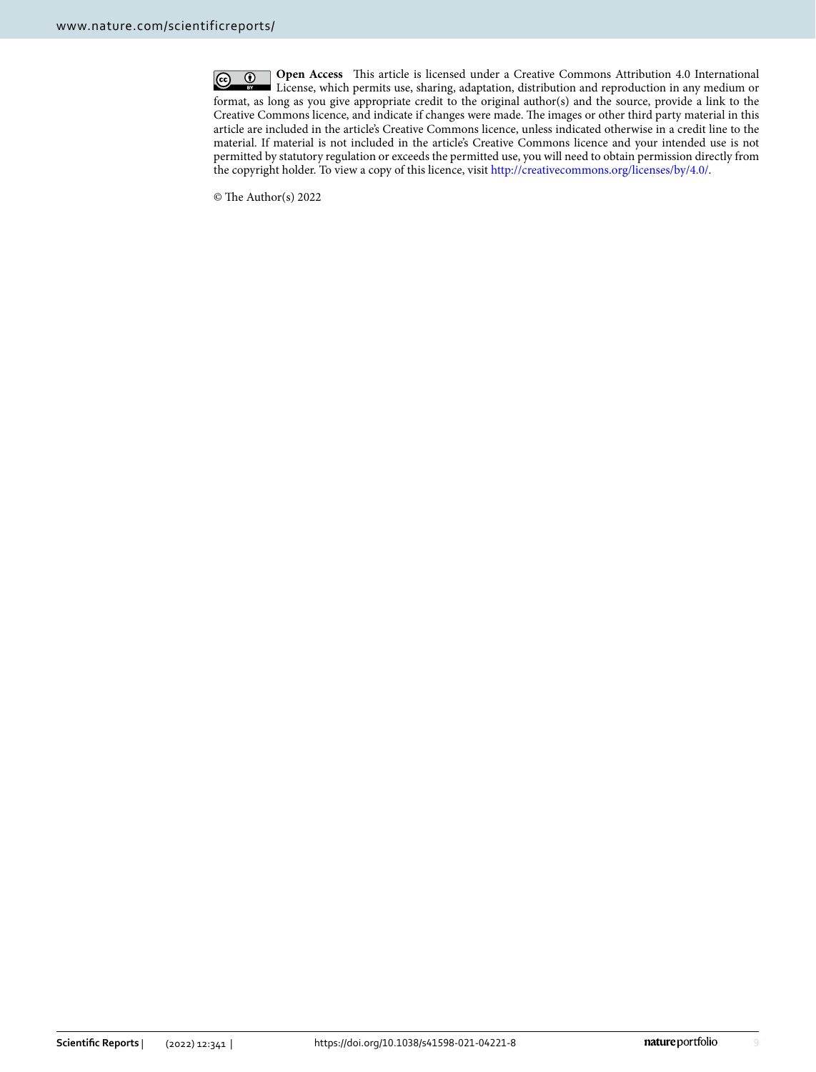**Open Access** This article is licensed under a Creative Commons Attribution 4.0 International License, which permits use, sharing, adaptation, distribution and reproduction in any medium or format, as long as you give appropriate credit to the original author(s) and the source, provide a link to the Creative Commons licence, and indicate if changes were made. The images or other third party material in this article are included in the article's Creative Commons licence, unless indicated otherwise in a credit line to the material. If material is not included in the article's Creative Commons licence and your intended use is not permitted by statutory regulation or exceeds the permitted use, you will need to obtain permission directly from the copyright holder. To view a copy of this licence, visit http://creativecommons.org/licenses/by/4.0/.

© The Author(s) 2022